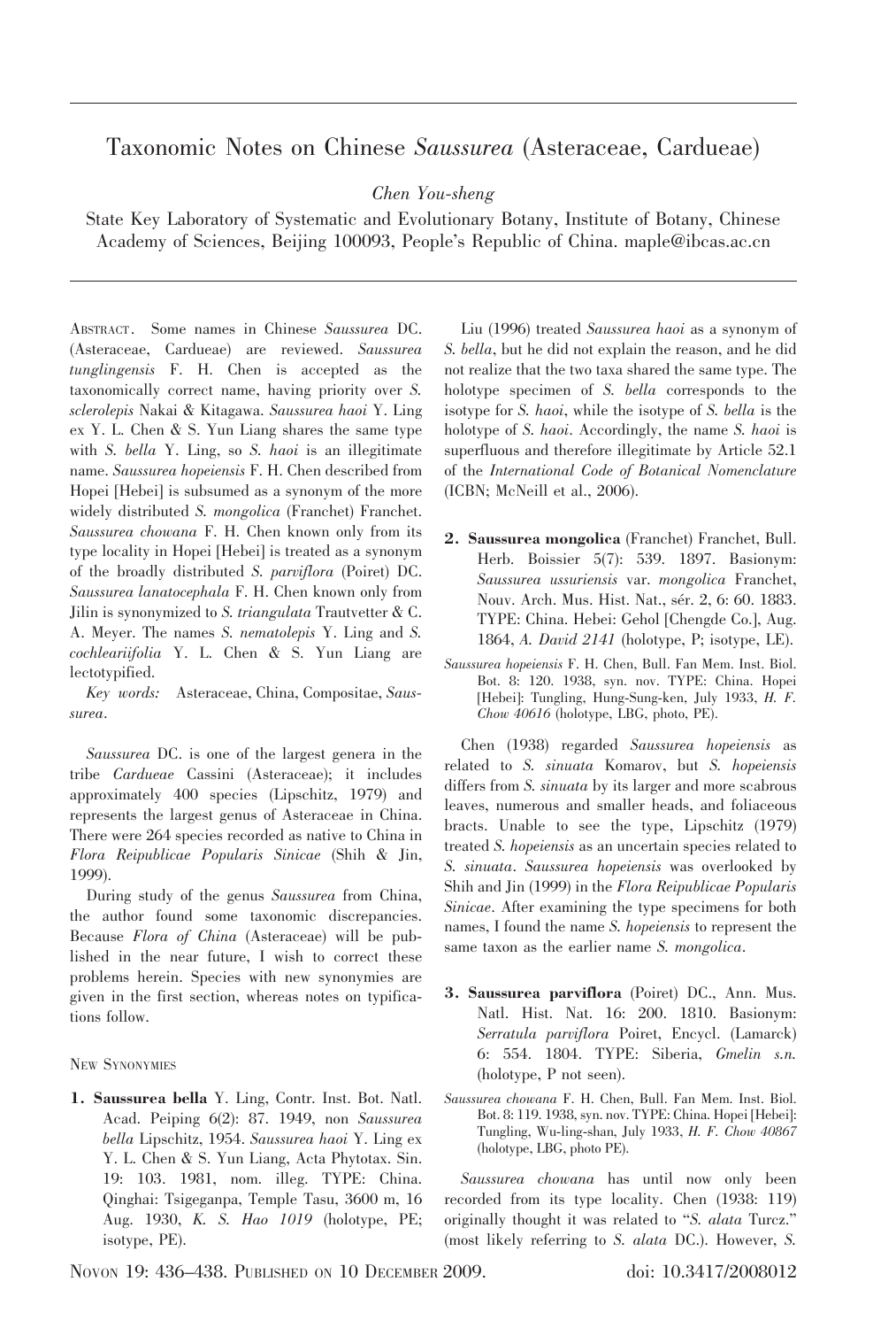# Taxonomic Notes on Chinese *Saussurea* (Asteraceae, Cardueae)

*Chen You-sheng*

State Key Laboratory of Systematic and Evolutionary Botany, Institute of Botany, Chinese Academy of Sciences, Beijing 100093, People's Republic of China. maple@ibcas.ac.cn

Abstract. Some names in Chinese *Saussurea* DC. (Asteraceae, Cardueae) are reviewed. *Saussurea tunglingensis* F. H. Chen is accepted as the taxonomically correct name, having priority over *S. sclerolepis* Nakai & Kitagawa. *Saussurea haoi* Y. Ling ex Y. L. Chen & S. Yun Liang shares the same type with *S. bella* Y. Ling, so *S. haoi* is an illegitimate name. *Saussurea hopeiensis* F. H. Chen described from Hopei [Hebei] is subsumed as a synonym of the more widely distributed *S. mongolica* (Franchet) Franchet. *Saussurea chowana* F. H. Chen known only from its type locality in Hopei [Hebei] is treated as a synonym of the broadly distributed *S. parviflora* (Poiret) DC. *Saussurea lanatocephala* F. H. Chen known only from Jilin is synonymized to *S. triangulata* Trautvetter & C. A. Meyer. The names *S. nematolepis* Y. Ling and *S. cochleariifolia* Y. L. Chen & S. Yun Liang are lectotypified.

*Key words:* Asteraceae, China, Compositae, *Saussurea*.

*Saussurea* DC. is one of the largest genera in the tribe *Cardueae* Cassini (Asteraceae); it includes approximately 400 species (Lipschitz, 1979) and represents the largest genus of Asteraceae in China. There were 264 species recorded as native to China in *Flora Reipublicae Popularis Sinicae* (Shih & Jin, 1999).

During study of the genus *Saussurea* from China, the author found some taxonomic discrepancies. Because *Flora of China* (Asteraceae) will be published in the near future, I wish to correct these problems herein. Species with new synonymies are given in the first section, whereas notes on typifications follow.

## New Synonymies

**1. Saussurea bella** Y. Ling, Contr. Inst. Bot. Natl. Acad. Peiping 6(2): 87. 1949, non *Saussurea bella* Lipschitz, 1954. *Saussurea haoi* Y. Ling ex Y. L. Chen & S. Yun Liang, Acta Phytotax. Sin. 19: 103. 1981, nom. illeg. TYPE: China. Qinghai: Tsigeganpa, Temple Tasu, 3600 m, 16 Aug. 1930, *K. S. Hao 1019* (holotype, PE; isotype, PE).

Liu (1996) treated *Saussurea haoi* as a synonym of *S. bella*, but he did not explain the reason, and he did not realize that the two taxa shared the same type. The holotype specimen of *S. bella* corresponds to the isotype for *S. haoi*, while the isotype of *S. bella* is the holotype of *S. haoi*. Accordingly, the name *S. haoi* is superfluous and therefore illegitimate by Article 52.1 of the *International Code of Botanical Nomenclature* (ICBN; McNeill et al., 2006).

**2. Saussurea mongolica** (Franchet) Franchet, Bull. Herb. Boissier 5(7): 539. 1897. Basionym: *Saussurea ussuriensis* var. *mongolica* Franchet, Nouv. Arch. Mus. Hist. Nat., sér. 2, 6: 60. 1883. TYPE: China. Hebei: Gehol [Chengde Co.], Aug. 1864, *A. David 2141* (holotype, P; isotype, LE).

*Saussurea hopeiensis* F. H. Chen, Bull. Fan Mem. Inst. Biol. Bot. 8: 120. 1938, syn. nov. TYPE: China. Hopei [Hebei]: Tungling, Hung-Sung-ken, July 1933, *H. F. Chow 40616* (holotype, LBG, photo, PE).

Chen (1938) regarded *Saussurea hopeiensis* as related to *S. sinuata* Komarov, but *S. hopeiensis* differs from *S. sinuata* by its larger and more scabrous leaves, numerous and smaller heads, and foliaceous bracts. Unable to see the type, Lipschitz (1979) treated *S. hopeiensis* as an uncertain species related to *S. sinuata*. *Saussurea hopeiensis* was overlooked by Shih and Jin (1999) in the *Flora Reipublicae Popularis Sinicae*. After examining the type specimens for both names, I found the name *S. hopeiensis* to represent the same taxon as the earlier name *S. mongolica*.

**3. Saussurea parviflora** (Poiret) DC., Ann. Mus. Natl. Hist. Nat. 16: 200. 1810. Basionym: *Serratula parviflora* Poiret, Encycl. (Lamarck) 6: 554. 1804. TYPE: Siberia, *Gmelin s.n.* (holotype, P not seen).

*Saussurea chowana* F. H. Chen, Bull. Fan Mem. Inst. Biol. Bot. 8: 119. 1938, syn. nov. TYPE: China. Hopei [Hebei]: Tungling, Wu-ling-shan, July 1933, *H. F. Chow 40867* (holotype, LBG, photo PE).

*Saussurea chowana* has until now only been recorded from its type locality. Chen (1938: 119) originally thought it was related to "*S. alata* Turcz." (most likely referring to *S. alata* DC.). However, *S.*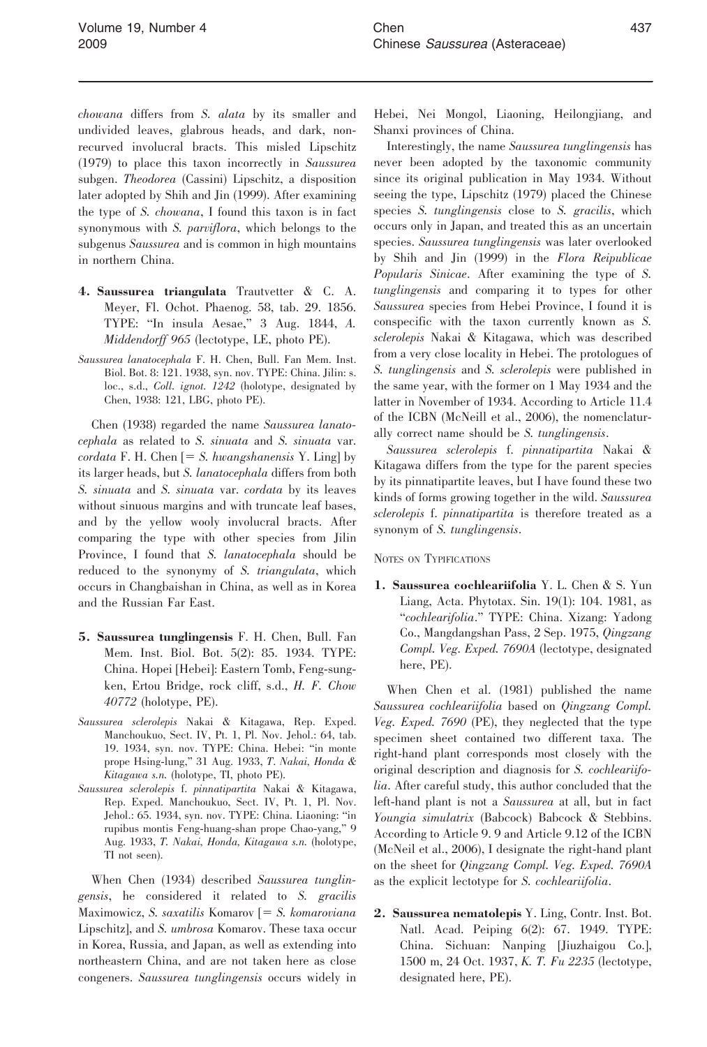*chowana* differs from *S. alata* by its smaller and undivided leaves, glabrous heads, and dark, non-recurved involucral bracts. This misled Lipschitz (1979) to place this taxon incorrectly in *Saussurea* subgen. *Theodorea* (Cassini) Lipschitz, a disposition later adopted by Shih and Jin (1999). After examining the type of *S. chowana*, I found this taxon is in fact synonymous with *S. parviflora*, which belongs to the subgenus *Saussurea* and is common in high mountains in northern China.

**4. Saussurea triangulata** Trautvetter & C. A. Meyer, Fl. Ochot. Phaenog. 58, tab. 29. 1856. TYPE: "In insula Aesae," 3 Aug. 1844, *A. Middendorff 965* (lectotype, LE, photo PE).

*Saussurea lanatocephala* F. H. Chen, Bull. Fan Mem. Inst. Biol. Bot. 8: 121. 1938, syn. nov. TYPE: China. Jilin: s. loc., s.d., *Coll. ignot. 1242* (holotype, designated by Chen, 1938: 121, LBG, photo PE).

Chen (1938) regarded the name *Saussurea lanatocephala* as related to *S. sinuata* and *S. sinuata* var. *cordata* F. H. Chen [= *S. hwangshanensis* Y. Ling] by its larger heads, but *S. lanatocephala* differs from both *S. sinuata* and *S. sinuata* var. *cordata* by its leaves without sinuous margins and with truncate leaf bases, and by the yellow wooly involucral bracts. After comparing the type with other species from Jilin Province, I found that *S. lanatocephala* should be reduced to the synonymy of *S. triangulata*, which occurs in Changbaishan in China, as well as in Korea and the Russian Far East.

**5. Saussurea tunglingensis** F. H. Chen, Bull. Fan Mem. Inst. Biol. Bot. 5(2): 85. 1934. TYPE: China. Hopei [Hebei]: Eastern Tomb, Feng-sungken, Ertou Bridge, rock cliff, s.d., *H. F. Chow 40772* (holotype, PE).

*Saussurea sclerolepis* Nakai & Kitagawa, Rep. Exped. Manchoukuo, Sect. IV, Pt. 1, Pl. Nov. Jehol.: 64, tab. 19. 1934, syn. nov. TYPE: China. Hebei: "in monte prope Hsing-lung," 31 Aug. 1933, *T. Nakai, Honda & Kitagawa s.n.* (holotype, TI, photo PE).

*Saussurea sclerolepis* f. *pinnatipartita* Nakai & Kitagawa, Rep. Exped. Manchoukuo, Sect. IV, Pt. 1, Pl. Nov. Jehol.: 65. 1934, syn. nov. TYPE: China. Liaoning: "in rupibus montis Feng-huang-shan prope Chao-yang," 9 Aug. 1933, *T. Nakai, Honda, Kitagawa s.n.* (holotype, TI not seen).

When Chen (1934) described *Saussurea tunglingensis*, he considered it related to *S. gracilis* Maximowicz, *S. saxatilis* Komarov [= *S. komaroviana* Lipschitz], and *S. umbrosa* Komarov. These taxa occur in Korea, Russia, and Japan, as well as extending into northeastern China, and are not taken here as close congeners. *Saussurea tunglingensis* occurs widely in Hebei, Nei Mongol, Liaoning, Heilongjiang, and Shanxi provinces of China.

Interestingly, the name *Saussurea tunglingensis* has never been adopted by the taxonomic community since its original publication in May 1934. Without seeing the type, Lipschitz (1979) placed the Chinese species *S. tunglingensis* close to *S. gracilis*, which occurs only in Japan, and treated this as an uncertain species. *Saussurea tunglingensis* was later overlooked by Shih and Jin (1999) in the *Flora Reipublicae Popularis Sinicae*. After examining the type of *S. tunglingensis* and comparing it to types for other *Saussurea* species from Hebei Province, I found it is conspecific with the taxon currently known as *S. sclerolepis* Nakai & Kitagawa, which was described from a very close locality in Hebei. The protologues of *S. tunglingensis* and *S. sclerolepis* were published in the same year, with the former on 1 May 1934 and the latter in November of 1934. According to Article 11.4 of the ICBN (McNeill et al., 2006), the nomenclaturally correct name should be *S. tunglingensis*.

*Saussurea sclerolepis* f. *pinnatipartita* Nakai & Kitagawa differs from the type for the parent species by its pinnatipartite leaves, but I have found these two kinds of forms growing together in the wild. *Saussurea sclerolepis* f. *pinnatipartita* is therefore treated as a synonym of *S. tunglingensis*.

## Notes on Typifications

**1. Saussurea cochleariifolia** Y. L. Chen & S. Yun Liang, Acta. Phytotax. Sin. 19(1): 104. 1981, as "*cochlearifolia*." TYPE: China. Xizang: Yadong Co., Mangdangshan Pass, 2 Sep. 1975, *Qingzang Compl. Veg. Exped. 7690A* (lectotype, designated here, PE).

When Chen et al. (1981) published the name *Saussurea cochleariifolia* based on *Qingzang Compl. Veg. Exped. 7690* (PE), they neglected that the type specimen sheet contained two different taxa. The right-hand plant corresponds most closely with the original description and diagnosis for *S. cochleariifolia*. After careful study, this author concluded that the left-hand plant is not a *Saussurea* at all, but in fact *Youngia simulatrix* (Babcock) Babcock & Stebbins. According to Article 9. 9 and Article 9.12 of the ICBN (McNeill et al., 2006), I designate the right-hand plant on the sheet for *Qingzang Compl. Veg. Exped. 7690A* as the explicit lectotype for *S. cochleariifolia*.

**2. Saussurea nematolepis** Y. Ling, Contr. Inst. Bot. Natl. Acad. Peiping 6(2): 67. 1949. TYPE: China. Sichuan: Nanping [Jiuzhaigou Co.], 1500 m, 24 Oct. 1937, *K. T. Fu 2235* (lectotype, designated here, PE).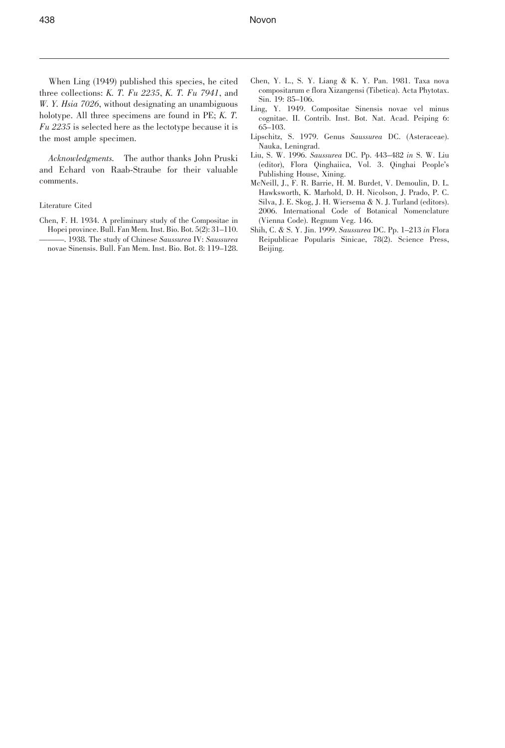When Ling (1949) published this species, he cited three collections: *K. T. Fu 2235*, *K. T. Fu 7941*, and *W. Y. Hsia 7026*, without designating an unambiguous holotype. All three specimens are found in PE; *K. T. Fu 2235* is selected here as the lectotype because it is the most ample specimen.

*Acknowledgments.* The author thanks John Pruski and Echard von Raab-Straube for their valuable comments.

## Literature Cited

Chen, F. H. 1934. A preliminary study of the Compositae in Hopei province. Bull. Fan Mem. Inst. Bio. Bot. 5(2): 31–110.

———. 1938. The study of Chinese *Saussurea* IV: *Saussurea* novae Sinensis. Bull. Fan Mem. Inst. Bio. Bot. 8: 119–128.

Chen, Y. L., S. Y. Liang & K. Y. Pan. 1981. Taxa nova compositarum e flora Xizangensi (Tibetica). Acta Phytotax. Sin. 19: 85–106.

Ling, Y. 1949. Compositae Sinensis novae vel minus cognitae. II. Contrib. Inst. Bot. Nat. Acad. Peiping 6: 65–103.

Lipschitz, S. 1979. Genus *Saussurea* DC. (Asteraceae). Nauka, Leningrad.

Liu, S. W. 1996. *Saussurea* DC. Pp. 443–482 *in* S. W. Liu (editor), Flora Qinghaiica, Vol. 3. Qinghai People's Publishing House, Xining.

McNeill, J., F. R. Barrie, H. M. Burdet, V. Demoulin, D. L. Hawksworth, K. Marhold, D. H. Nicolson, J. Prado, P. C. Silva, J. E. Skog, J. H. Wiersema & N. J. Turland (editors). 2006. International Code of Botanical Nomenclature (Vienna Code). Regnum Veg. 146.

Shih, C. & S. Y. Jin. 1999. *Saussurea* DC. Pp. 1–213 *in* Flora Reipublicae Popularis Sinicae, 78(2). Science Press, Beijing.